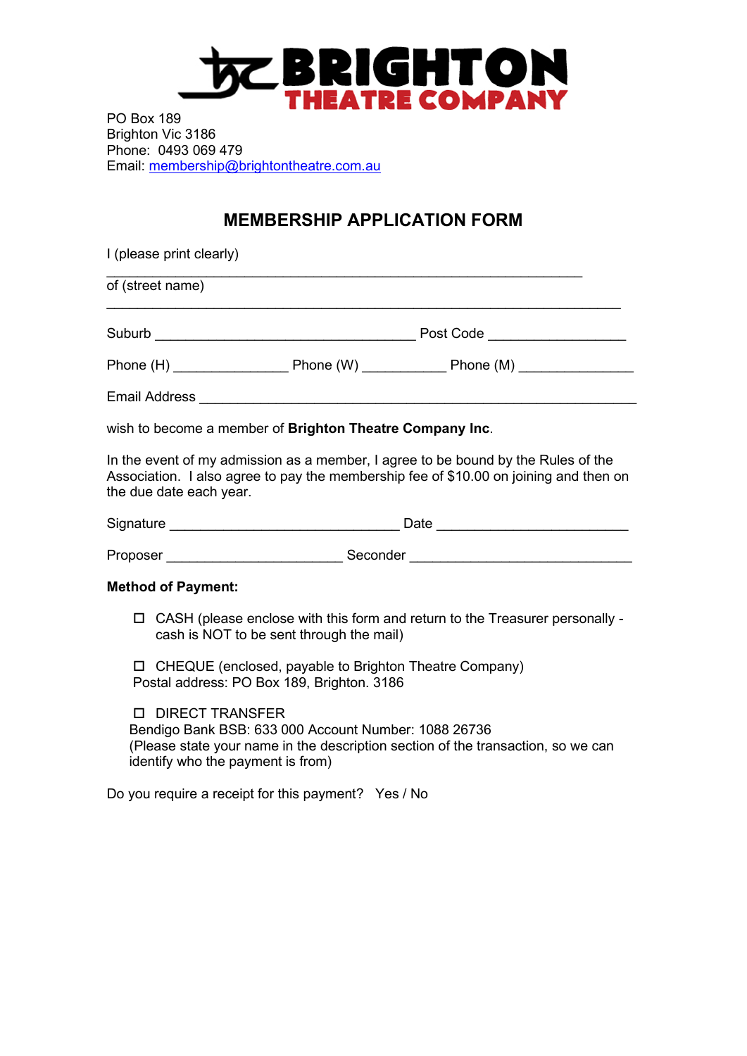# BRIGHTON THEATRE COMPANY

PO Box 189
Brighton Vic 3186
Phone: 0493 069 479
Email: membership@brightontheatre.com.au

## MEMBERSHIP APPLICATION FORM

I (please print clearly)
\_\_\_\_\_\_\_\_\_\_\_\_\_\_\_\_\_\_\_\_\_\_\_\_\_\_\_\_\_\_\_\_\_\_\_\_\_\_\_\_\_\_\_\_\_\_\_\_\_\_\_\_\_\_\_\_\_\_\_\_

of (street name)
\_\_\_\_\_\_\_\_\_\_\_\_\_\_\_\_\_\_\_\_\_\_\_\_\_\_\_\_\_\_\_\_\_\_\_\_\_\_\_\_\_\_\_\_\_\_\_\_\_\_\_\_\_\_\_\_\_\_\_\_\_\_\_\_

Suburb \_\_\_\_\_\_\_\_\_\_\_\_\_\_\_\_\_\_\_\_\_\_\_\_\_\_\_\_\_\_\_\_\_\_ Post Code \_\_\_\_\_\_\_\_\_\_\_\_\_\_\_\_\_\_

Phone (H) \_\_\_\_\_\_\_\_\_\_\_\_\_\_\_ Phone (W) \_\_\_\_\_\_\_\_\_\_\_ Phone (M) \_\_\_\_\_\_\_\_\_\_\_\_\_\_\_

Email Address \_\_\_\_\_\_\_\_\_\_\_\_\_\_\_\_\_\_\_\_\_\_\_\_\_\_\_\_\_\_\_\_\_\_\_\_\_\_\_\_\_\_\_\_\_\_\_\_\_\_\_\_\_\_\_\_

wish to become a member of **Brighton Theatre Company Inc**.

In the event of my admission as a member, I agree to be bound by the Rules of the Association. I also agree to pay the membership fee of $10.00 on joining and then on the due date each year.

Signature \_\_\_\_\_\_\_\_\_\_\_\_\_\_\_\_\_\_\_\_\_\_\_\_\_\_\_\_\_\_ Date \_\_\_\_\_\_\_\_\_\_\_\_\_\_\_\_\_\_\_\_\_\_\_\_\_

Proposer \_\_\_\_\_\_\_\_\_\_\_\_\_\_\_\_\_\_\_\_\_\_\_ Seconder \_\_\_\_\_\_\_\_\_\_\_\_\_\_\_\_\_\_\_\_\_\_\_\_\_\_\_\_\_\_

**Method of Payment:**

- ☐ CASH (please enclose with this form and return to the Treasurer personally - cash is NOT to be sent through the mail)

- ☐ CHEQUE (enclosed, payable to Brighton Theatre Company)
  Postal address: PO Box 189, Brighton. 3186

- ☐ DIRECT TRANSFER
  Bendigo Bank BSB: 633 000 Account Number: 1088 26736
  (Please state your name in the description section of the transaction, so we can identify who the payment is from)

Do you require a receipt for this payment? Yes / No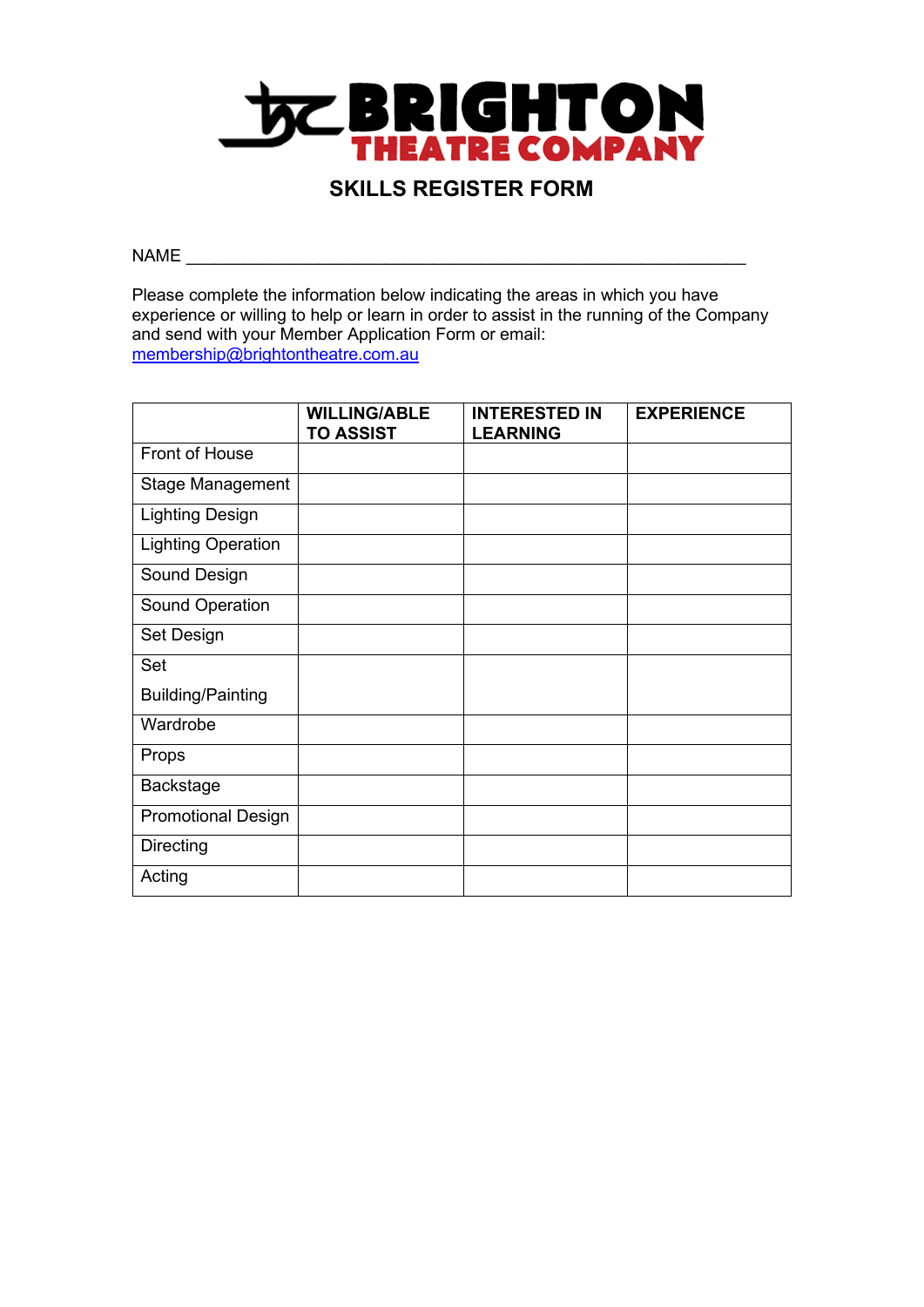# BRIGHTON THEATRE COMPANY

## SKILLS REGISTER FORM

NAME ___________________________________________________________

Please complete the information below indicating the areas in which you have experience or willing to help or learn in order to assist in the running of the Company and send with your Member Application Form or email: membership@brightontheatre.com.au

| | WILLING/ABLE TO ASSIST | INTERESTED IN LEARNING | EXPERIENCE |
|---|---|---|---|
| Front of House | | | |
| Stage Management | | | |
| Lighting Design | | | |
| Lighting Operation | | | |
| Sound Design | | | |
| Sound Operation | | | |
| Set Design | | | |
| Set Building/Painting | | | |
| Wardrobe | | | |
| Props | | | |
| Backstage | | | |
| Promotional Design | | | |
| Directing | | | |
| Acting | | | |